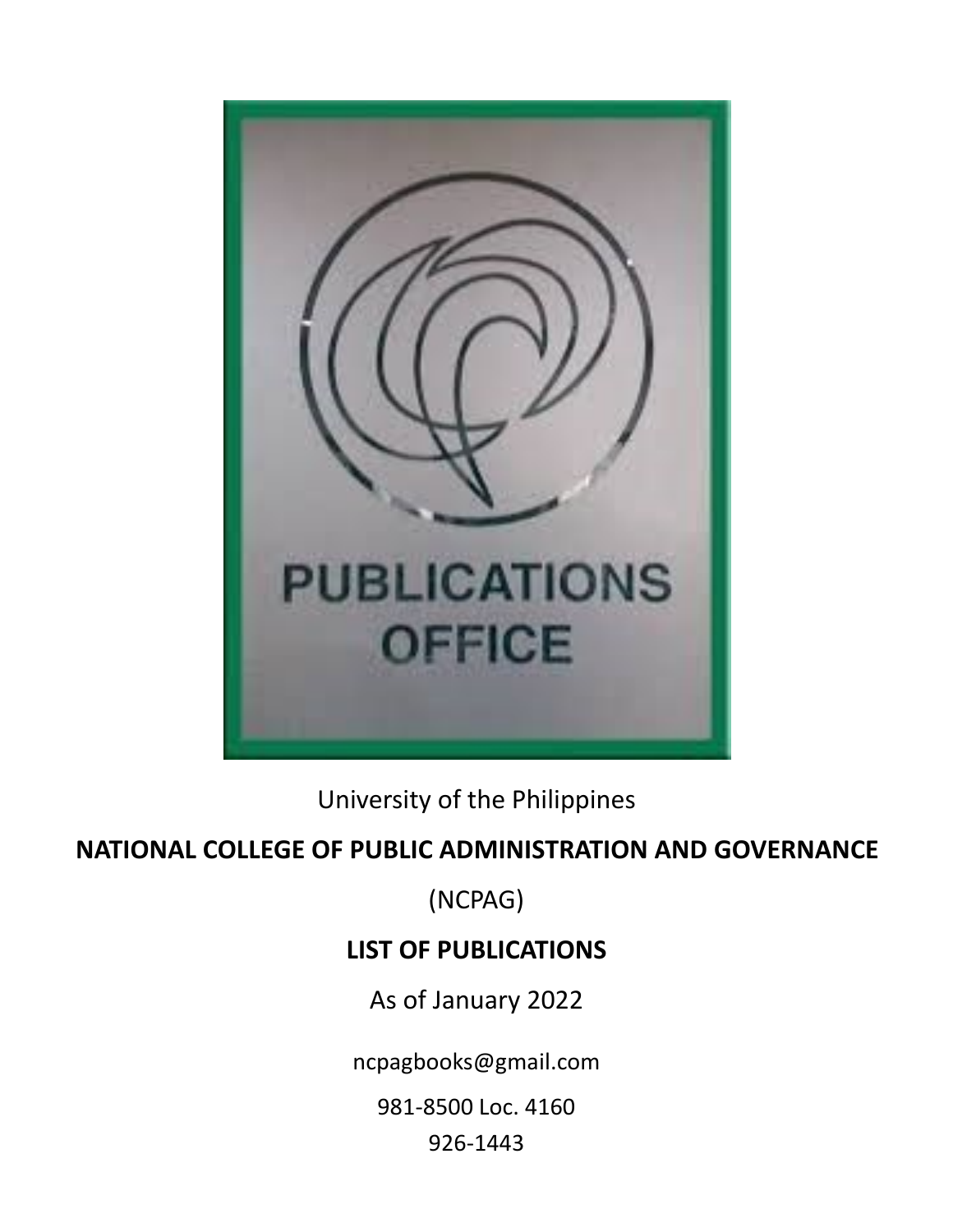PUBLICATIONS OFFICE

University of the Philippines

**NATIONAL COLLEGE OF PUBLIC ADMINISTRATION AND GOVERNANCE**

(NCPAG)

**LIST OF PUBLICATIONS**

As of January 2022

ncpagbooks@gmail.com

981-8500 Loc. 4160

926-1443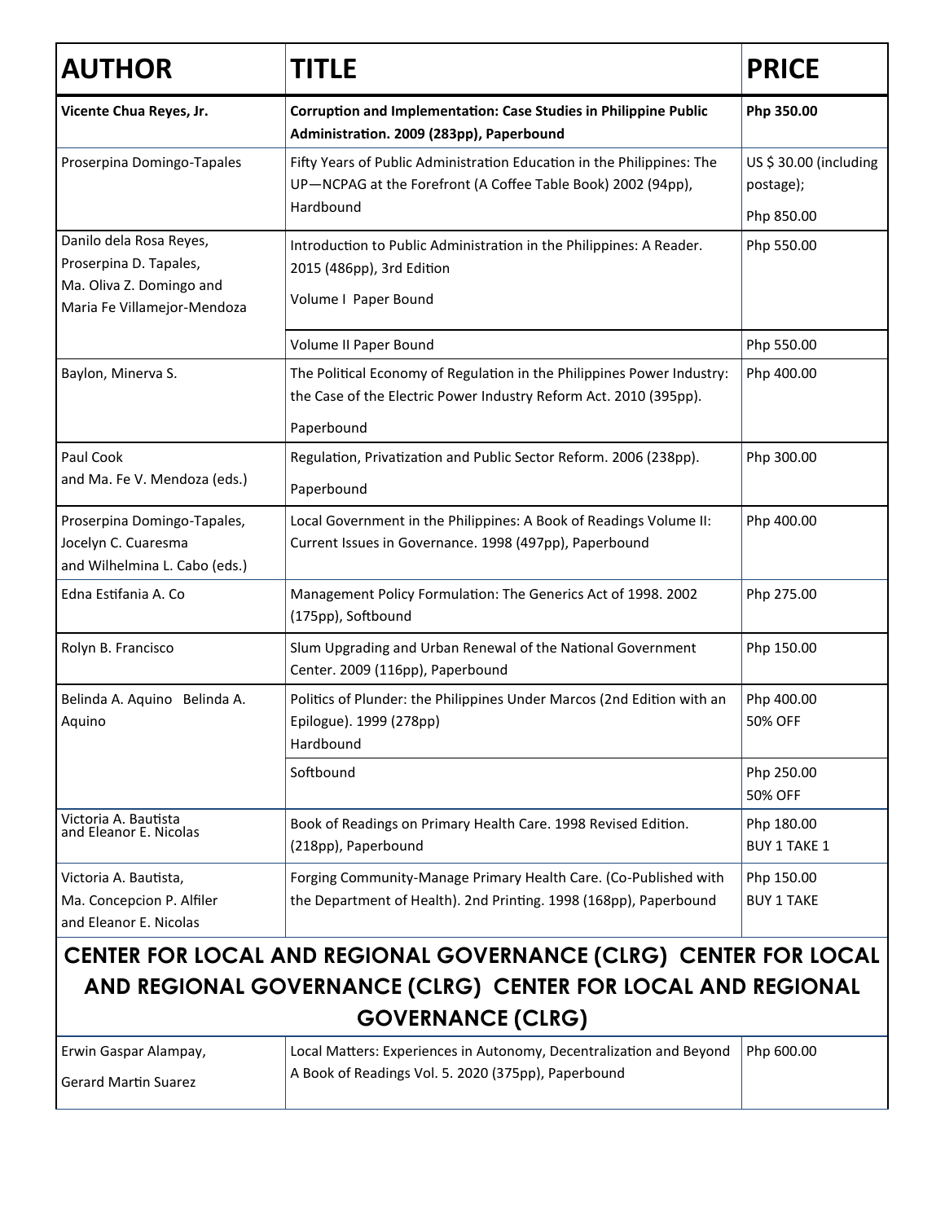| AUTHOR | TITLE | PRICE |
|---|---|---|
| **Vicente Chua Reyes, Jr.** | **Corruption and Implementation: Case Studies in Philippine Public Administration. 2009 (283pp), Paperbound** | **Php 350.00** |
| Proserpina Domingo-Tapales | Fifty Years of Public Administration Education in the Philippines: The UP—NCPAG at the Forefront (A Coffee Table Book) 2002 (94pp), Hardbound | US $ 30.00 (including postage); Php 850.00 |
| Danilo dela Rosa Reyes, Proserpina D. Tapales, Ma. Oliva Z. Domingo and Maria Fe Villamejor-Mendoza | Introduction to Public Administration in the Philippines: A Reader. 2015 (486pp), 3rd Edition Volume I Paper Bound | Php 550.00 |
| | Volume II Paper Bound | Php 550.00 |
| Baylon, Minerva S. | The Political Economy of Regulation in the Philippines Power Industry: the Case of the Electric Power Industry Reform Act. 2010 (395pp). Paperbound | Php 400.00 |
| Paul Cook and Ma. Fe V. Mendoza (eds.) | Regulation, Privatization and Public Sector Reform. 2006 (238pp). Paperbound | Php 300.00 |
| Proserpina Domingo-Tapales, Jocelyn C. Cuaresma and Wilhelmina L. Cabo (eds.) | Local Government in the Philippines: A Book of Readings Volume II: Current Issues in Governance. 1998 (497pp), Paperbound | Php 400.00 |
| Edna Estifania A. Co | Management Policy Formulation: The Generics Act of 1998. 2002 (175pp), Softbound | Php 275.00 |
| Rolyn B. Francisco | Slum Upgrading and Urban Renewal of the National Government Center. 2009 (116pp), Paperbound | Php 150.00 |
| Belinda A. Aquino Belinda A. Aquino | Politics of Plunder: the Philippines Under Marcos (2nd Edition with an Epilogue). 1999 (278pp) Hardbound | Php 400.00 50% OFF |
| | Softbound | Php 250.00 50% OFF |
| Victoria A. Bautista and Eleanor E. Nicolas | Book of Readings on Primary Health Care. 1998 Revised Edition. (218pp), Paperbound | Php 180.00 BUY 1 TAKE 1 |
| Victoria A. Bautista, Ma. Concepcion P. Alfiler and Eleanor E. Nicolas | Forging Community-Manage Primary Health Care. (Co-Published with the Department of Health). 2nd Printing. 1998 (168pp), Paperbound | Php 150.00 BUY 1 TAKE |

## CENTER FOR LOCAL AND REGIONAL GOVERNANCE (CLRG) CENTER FOR LOCAL AND REGIONAL GOVERNANCE (CLRG) CENTER FOR LOCAL AND REGIONAL GOVERNANCE (CLRG)

| AUTHOR | TITLE | PRICE |
|---|---|---|
| Erwin Gaspar Alampay, Gerard Martin Suarez | Local Matters: Experiences in Autonomy, Decentralization and Beyond A Book of Readings Vol. 5. 2020 (375pp), Paperbound | Php 600.00 |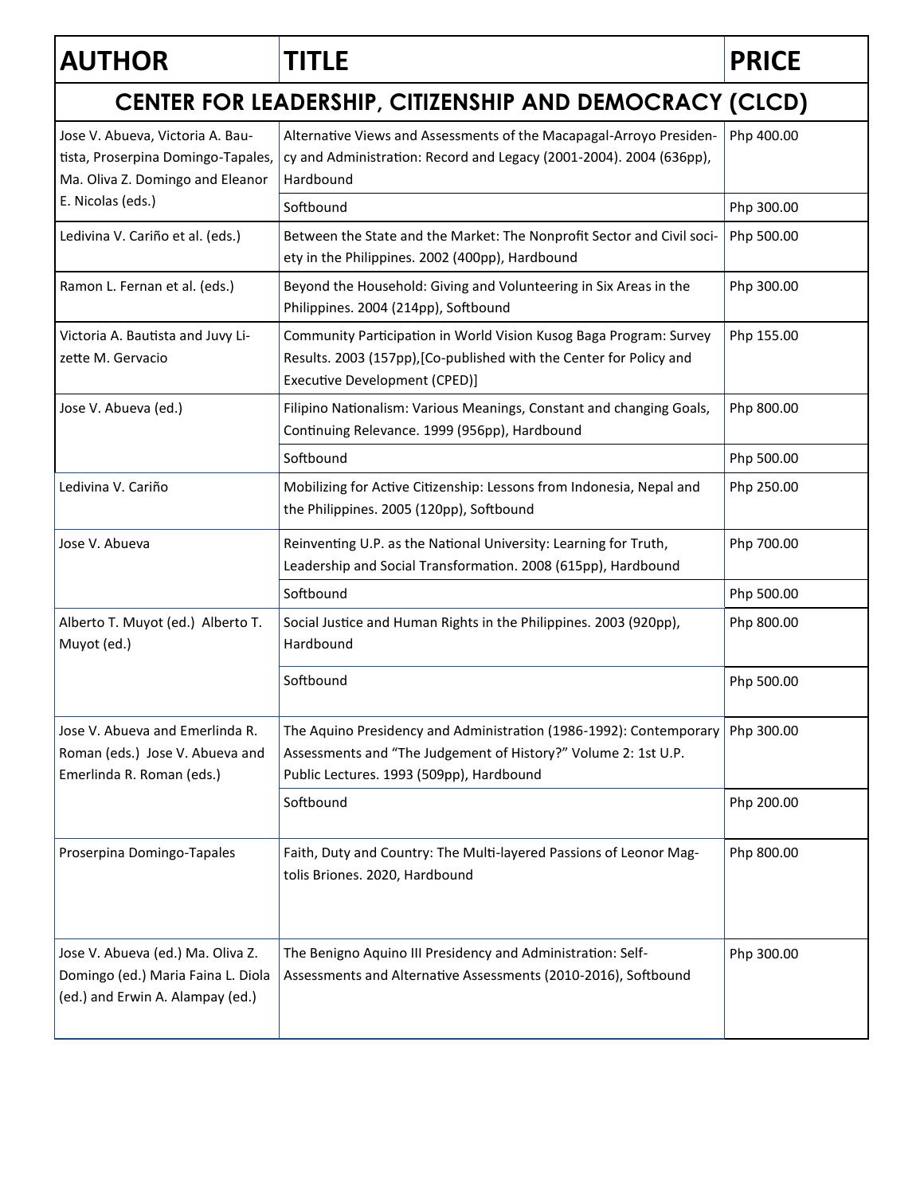| AUTHOR | TITLE | PRICE |
|---|---|---|
| **CENTER FOR LEADERSHIP, CITIZENSHIP AND DEMOCRACY (CLCD)** | | |
| Jose V. Abueva, Victoria A. Bautista, Proserpina Domingo-Tapales, Ma. Oliva Z. Domingo and Eleanor E. Nicolas (eds.) | Alternative Views and Assessments of the Macapagal-Arroyo Presidency and Administration: Record and Legacy (2001-2004). 2004 (636pp), Hardbound | Php 400.00 |
| | Softbound | Php 300.00 |
| Ledivina V. Cariño et al. (eds.) | Between the State and the Market: The Nonprofit Sector and Civil society in the Philippines. 2002 (400pp), Hardbound | Php 500.00 |
| Ramon L. Fernan et al. (eds.) | Beyond the Household: Giving and Volunteering in Six Areas in the Philippines. 2004 (214pp), Softbound | Php 300.00 |
| Victoria A. Bautista and Juvy Lizette M. Gervacio | Community Participation in World Vision Kusog Baga Program: Survey Results. 2003 (157pp),[Co-published with the Center for Policy and Executive Development (CPED)] | Php 155.00 |
| Jose V. Abueva (ed.) | Filipino Nationalism: Various Meanings, Constant and changing Goals, Continuing Relevance. 1999 (956pp), Hardbound | Php 800.00 |
| | Softbound | Php 500.00 |
| Ledivina V. Cariño | Mobilizing for Active Citizenship: Lessons from Indonesia, Nepal and the Philippines. 2005 (120pp), Softbound | Php 250.00 |
| Jose V. Abueva | Reinventing U.P. as the National University: Learning for Truth, Leadership and Social Transformation. 2008 (615pp), Hardbound | Php 700.00 |
| | Softbound | Php 500.00 |
| Alberto T. Muyot (ed.) Alberto T. Muyot (ed.) | Social Justice and Human Rights in the Philippines. 2003 (920pp), Hardbound | Php 800.00 |
| | Softbound | Php 500.00 |
| Jose V. Abueva and Emerlinda R. Roman (eds.) Jose V. Abueva and Emerlinda R. Roman (eds.) | The Aquino Presidency and Administration (1986-1992): Contemporary Assessments and "The Judgement of History?" Volume 2: 1st U.P. Public Lectures. 1993 (509pp), Hardbound | Php 300.00 |
| | Softbound | Php 200.00 |
| Proserpina Domingo-Tapales | Faith, Duty and Country: The Multi-layered Passions of Leonor Magtolis Briones. 2020, Hardbound | Php 800.00 |
| Jose V. Abueva (ed.) Ma. Oliva Z. Domingo (ed.) Maria Faina L. Diola (ed.) and Erwin A. Alampay (ed.) | The Benigno Aquino III Presidency and Administration: Self-Assessments and Alternative Assessments (2010-2016), Softbound | Php 300.00 |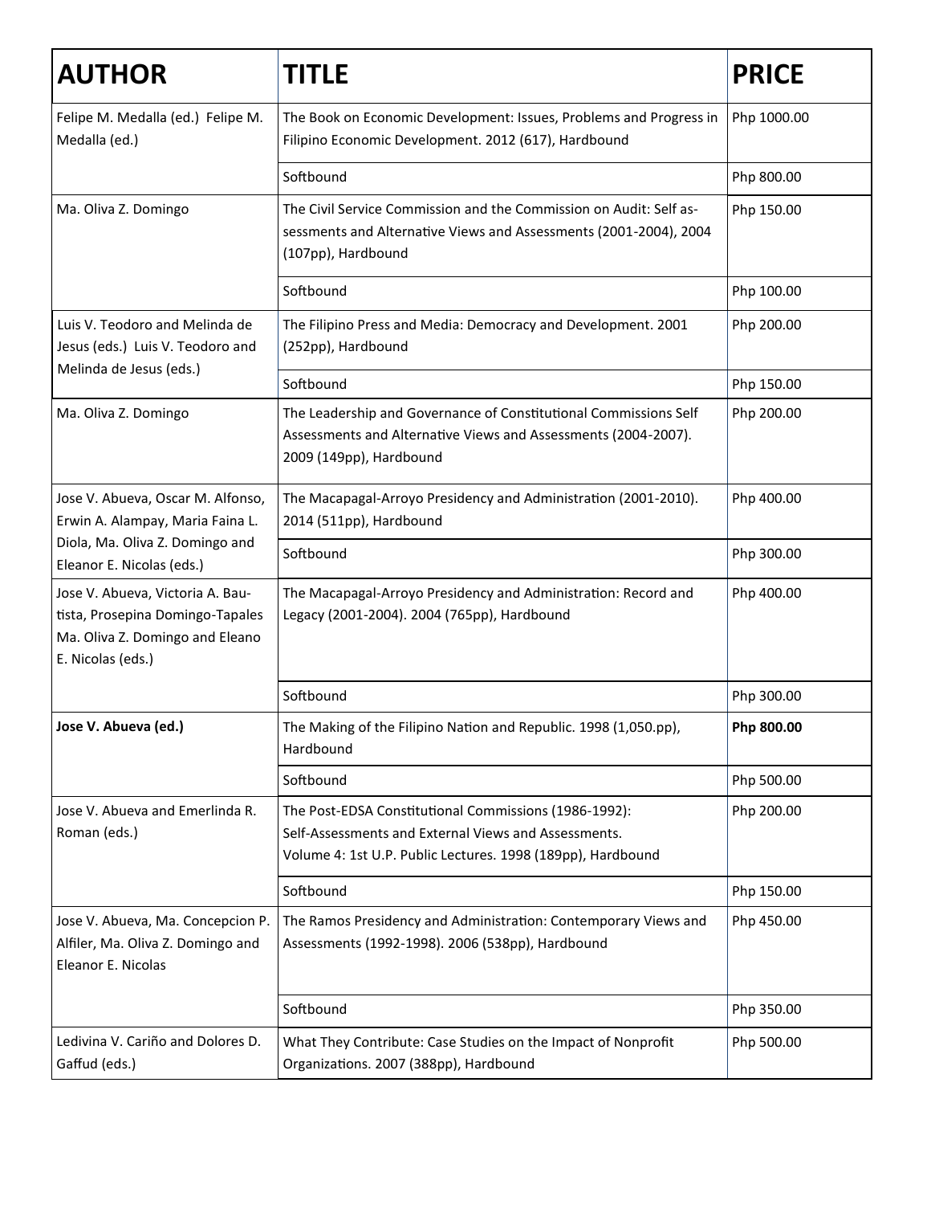| AUTHOR | TITLE | PRICE |
|---|---|---|
| Felipe M. Medalla (ed.) Felipe M. Medalla (ed.) | The Book on Economic Development: Issues, Problems and Progress in Filipino Economic Development. 2012 (617), Hardbound | Php 1000.00 |
| | Softbound | Php 800.00 |
| Ma. Oliva Z. Domingo | The Civil Service Commission and the Commission on Audit: Self assessments and Alternative Views and Assessments (2001-2004), 2004 (107pp), Hardbound | Php 150.00 |
| | Softbound | Php 100.00 |
| Luis V. Teodoro and Melinda de Jesus (eds.) Luis V. Teodoro and Melinda de Jesus (eds.) | The Filipino Press and Media: Democracy and Development. 2001 (252pp), Hardbound | Php 200.00 |
| | Softbound | Php 150.00 |
| Ma. Oliva Z. Domingo | The Leadership and Governance of Constitutional Commissions Self Assessments and Alternative Views and Assessments (2004-2007). 2009 (149pp), Hardbound | Php 200.00 |
| Jose V. Abueva, Oscar M. Alfonso, Erwin A. Alampay, Maria Faina L. Diola, Ma. Oliva Z. Domingo and Eleanor E. Nicolas (eds.) | The Macapagal-Arroyo Presidency and Administration (2001-2010). 2014 (511pp), Hardbound | Php 400.00 |
| | Softbound | Php 300.00 |
| Jose V. Abueva, Victoria A. Bautista, Prosepina Domingo-Tapales Ma. Oliva Z. Domingo and Eleano E. Nicolas (eds.) | The Macapagal-Arroyo Presidency and Administration: Record and Legacy (2001-2004). 2004 (765pp), Hardbound | Php 400.00 |
| | Softbound | Php 300.00 |
| **Jose V. Abueva (ed.)** | The Making of the Filipino Nation and Republic. 1998 (1,050.pp), Hardbound | **Php 800.00** |
| | Softbound | Php 500.00 |
| Jose V. Abueva and Emerlinda R. Roman (eds.) | The Post-EDSA Constitutional Commissions (1986-1992): Self-Assessments and External Views and Assessments. Volume 4: 1st U.P. Public Lectures. 1998 (189pp), Hardbound | Php 200.00 |
| | Softbound | Php 150.00 |
| Jose V. Abueva, Ma. Concepcion P. Alfiler, Ma. Oliva Z. Domingo and Eleanor E. Nicolas | The Ramos Presidency and Administration: Contemporary Views and Assessments (1992-1998). 2006 (538pp), Hardbound | Php 450.00 |
| | Softbound | Php 350.00 |
| Ledivina V. Cariño and Dolores D. Gaffud (eds.) | What They Contribute: Case Studies on the Impact of Nonprofit Organizations. 2007 (388pp), Hardbound | Php 500.00 |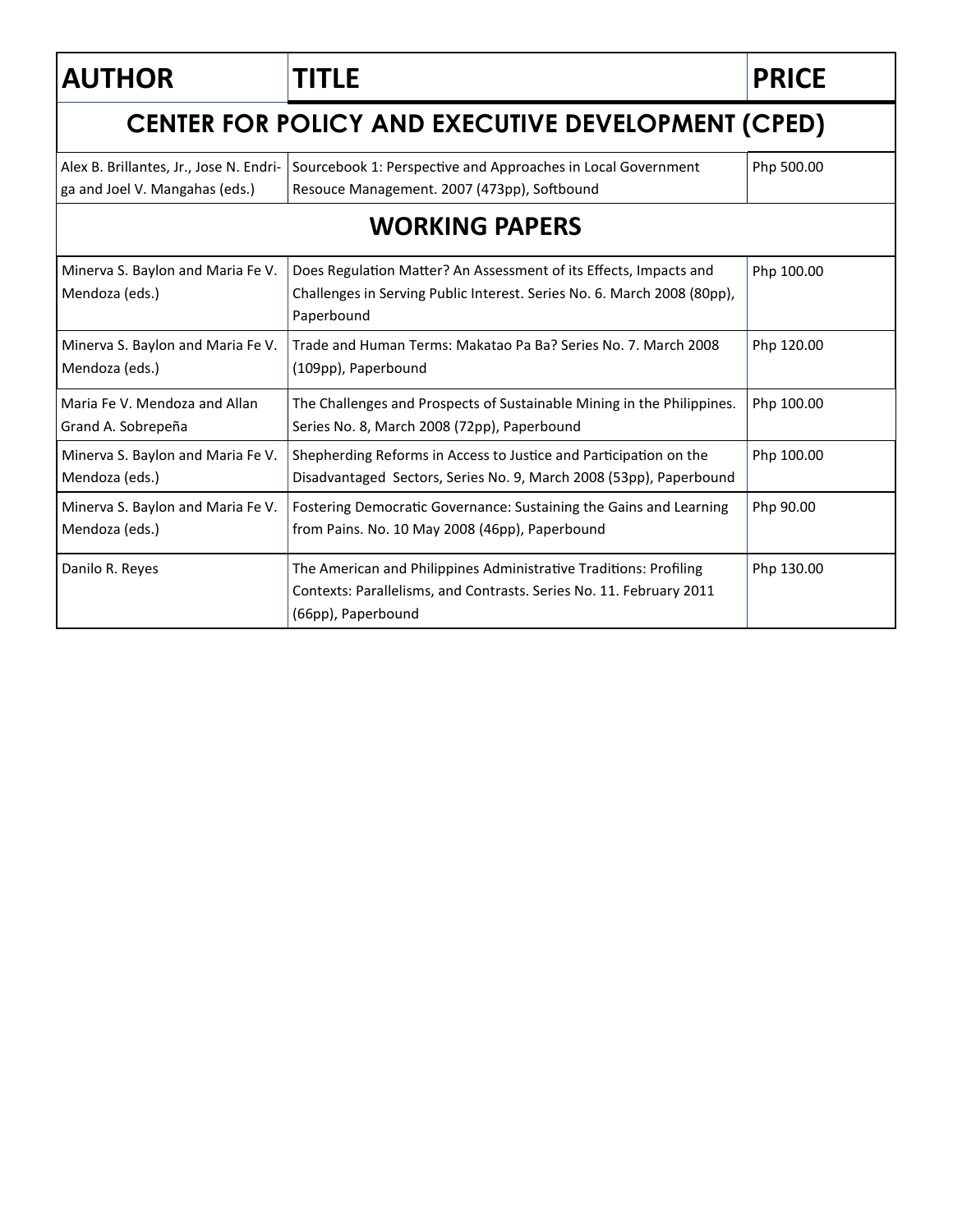| AUTHOR | TITLE | PRICE |
|---|---|---|
| **CENTER FOR POLICY AND EXECUTIVE DEVELOPMENT (CPED)** | | |
| Alex B. Brillantes, Jr., Jose N. Endriga and Joel V. Mangahas (eds.) | Sourcebook 1: Perspective and Approaches in Local Government Resouce Management. 2007 (473pp), Softbound | Php 500.00 |
| **WORKING PAPERS** | | |
| Minerva S. Baylon and Maria Fe V. Mendoza (eds.) | Does Regulation Matter? An Assessment of its Effects, Impacts and Challenges in Serving Public Interest. Series No. 6. March 2008 (80pp), Paperbound | Php 100.00 |
| Minerva S. Baylon and Maria Fe V. Mendoza (eds.) | Trade and Human Terms: Makatao Pa Ba? Series No. 7. March 2008 (109pp), Paperbound | Php 120.00 |
| Maria Fe V. Mendoza and Allan Grand A. Sobrepeña | The Challenges and Prospects of Sustainable Mining in the Philippines. Series No. 8, March 2008 (72pp), Paperbound | Php 100.00 |
| Minerva S. Baylon and Maria Fe V. Mendoza (eds.) | Shepherding Reforms in Access to Justice and Participation on the Disadvantaged Sectors, Series No. 9, March 2008 (53pp), Paperbound | Php 100.00 |
| Minerva S. Baylon and Maria Fe V. Mendoza (eds.) | Fostering Democratic Governance: Sustaining the Gains and Learning from Pains. No. 10 May 2008 (46pp), Paperbound | Php 90.00 |
| Danilo R. Reyes | The American and Philippines Administrative Traditions: Profiling Contexts: Parallelisms, and Contrasts. Series No. 11. February 2011 (66pp), Paperbound | Php 130.00 |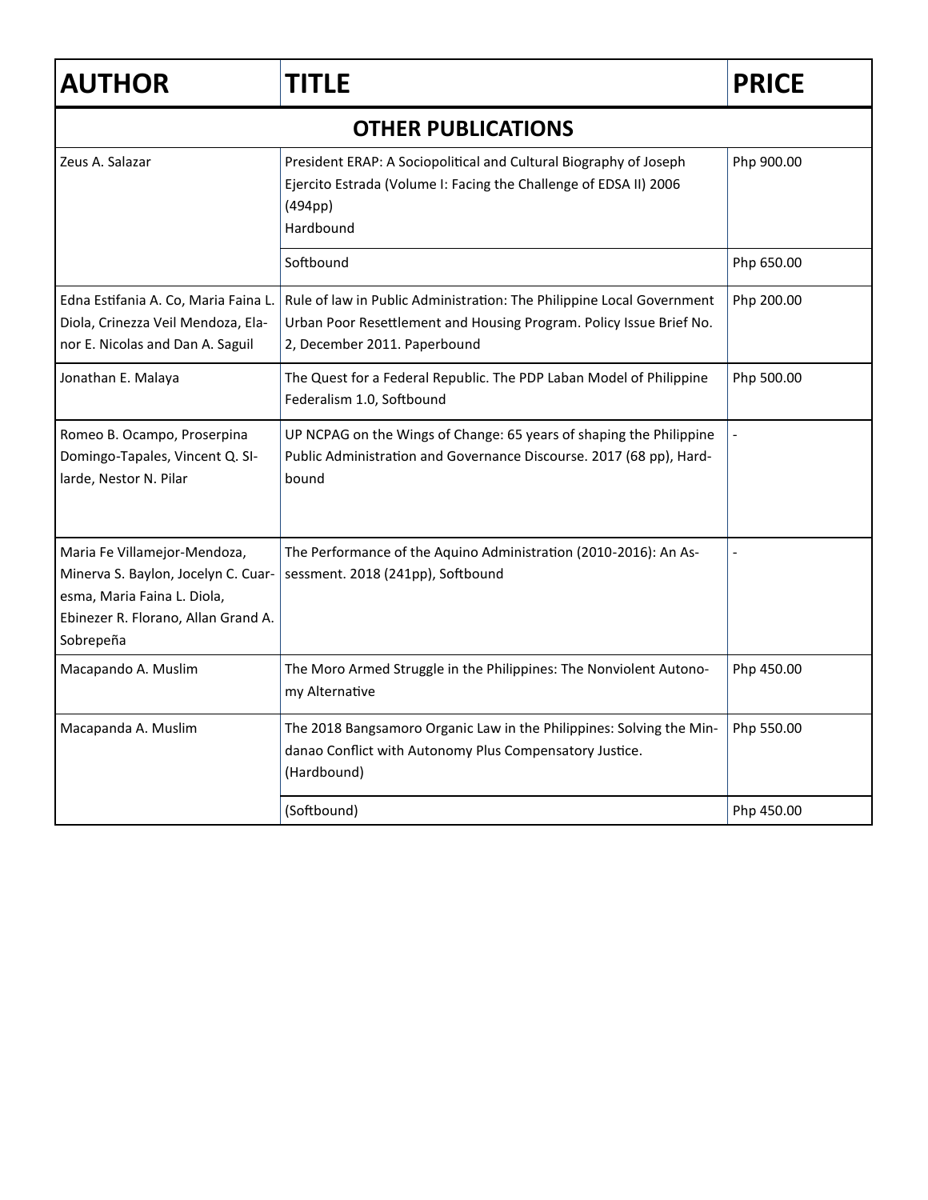| AUTHOR | TITLE | PRICE |
|---|---|---|
| **OTHER PUBLICATIONS** | | |
| Zeus A. Salazar | President ERAP: A Sociopolitical and Cultural Biography of Joseph Ejercito Estrada (Volume I: Facing the Challenge of EDSA II) 2006 (494pp) Hardbound | Php 900.00 |
| | Softbound | Php 650.00 |
| Edna Estifania A. Co, Maria Faina L. Diola, Crinezza Veil Mendoza, Elanor E. Nicolas and Dan A. Saguil | Rule of law in Public Administration: The Philippine Local Government Urban Poor Resettlement and Housing Program. Policy Issue Brief No. 2, December 2011. Paperbound | Php 200.00 |
| Jonathan E. Malaya | The Quest for a Federal Republic. The PDP Laban Model of Philippine Federalism 1.0, Softbound | Php 500.00 |
| Romeo B. Ocampo, Proserpina Domingo-Tapales, Vincent Q. SIlarde, Nestor N. Pilar | UP NCPAG on the Wings of Change: 65 years of shaping the Philippine Public Administration and Governance Discourse. 2017 (68 pp), Hardbound | - |
| Maria Fe Villamejor-Mendoza, Minerva S. Baylon, Jocelyn C. Cuaresma, Maria Faina L. Diola, Ebinezer R. Florano, Allan Grand A. Sobrepeña | The Performance of the Aquino Administration (2010-2016): An Assessment. 2018 (241pp), Softbound | - |
| Macapando A. Muslim | The Moro Armed Struggle in the Philippines: The Nonviolent Autonomy Alternative | Php 450.00 |
| Macapanda A. Muslim | The 2018 Bangsamoro Organic Law in the Philippines: Solving the Mindanao Conflict with Autonomy Plus Compensatory Justice. (Hardbound) | Php 550.00 |
| | (Softbound) | Php 450.00 |